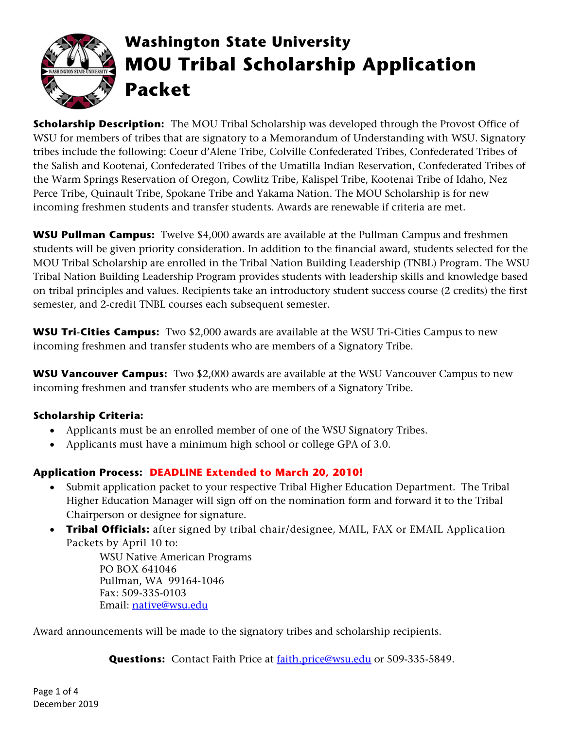# Washington State University
# MOU Tribal Scholarship Application Packet

**Scholarship Description:** The MOU Tribal Scholarship was developed through the Provost Office of WSU for members of tribes that are signatory to a Memorandum of Understanding with WSU. Signatory tribes include the following: Coeur d'Alene Tribe, Colville Confederated Tribes, Confederated Tribes of the Salish and Kootenai, Confederated Tribes of the Umatilla Indian Reservation, Confederated Tribes of the Warm Springs Reservation of Oregon, Cowlitz Tribe, Kalispel Tribe, Kootenai Tribe of Idaho, Nez Perce Tribe, Quinault Tribe, Spokane Tribe and Yakama Nation. The MOU Scholarship is for new incoming freshmen students and transfer students. Awards are renewable if criteria are met.

**WSU Pullman Campus:** Twelve $4,000 awards are available at the Pullman Campus and freshmen students will be given priority consideration. In addition to the financial award, students selected for the MOU Tribal Scholarship are enrolled in the Tribal Nation Building Leadership (TNBL) Program. The WSU Tribal Nation Building Leadership Program provides students with leadership skills and knowledge based on tribal principles and values. Recipients take an introductory student success course (2 credits) the first semester, and 2-credit TNBL courses each subsequent semester.

**WSU Tri-Cities Campus:** Two $2,000 awards are available at the WSU Tri-Cities Campus to new incoming freshmen and transfer students who are members of a Signatory Tribe.

**WSU Vancouver Campus:** Two $2,000 awards are available at the WSU Vancouver Campus to new incoming freshmen and transfer students who are members of a Signatory Tribe.

**Scholarship Criteria:**

- Applicants must be an enrolled member of one of the WSU Signatory Tribes.
- Applicants must have a minimum high school or college GPA of 3.0.

**Application Process:** **DEADLINE Extended to March 20, 2010!**

- Submit application packet to your respective Tribal Higher Education Department. The Tribal Higher Education Manager will sign off on the nomination form and forward it to the Tribal Chairperson or designee for signature.
- **Tribal Officials:** after signed by tribal chair/designee, MAIL, FAX or EMAIL Application Packets by April 10 to:

  WSU Native American Programs
  PO BOX 641046
  Pullman, WA 99164-1046
  Fax: 509-335-0103
  Email: native@wsu.edu

Award announcements will be made to the signatory tribes and scholarship recipients.

**Questions:** Contact Faith Price at faith.price@wsu.edu or 509-335-5849.

December 2019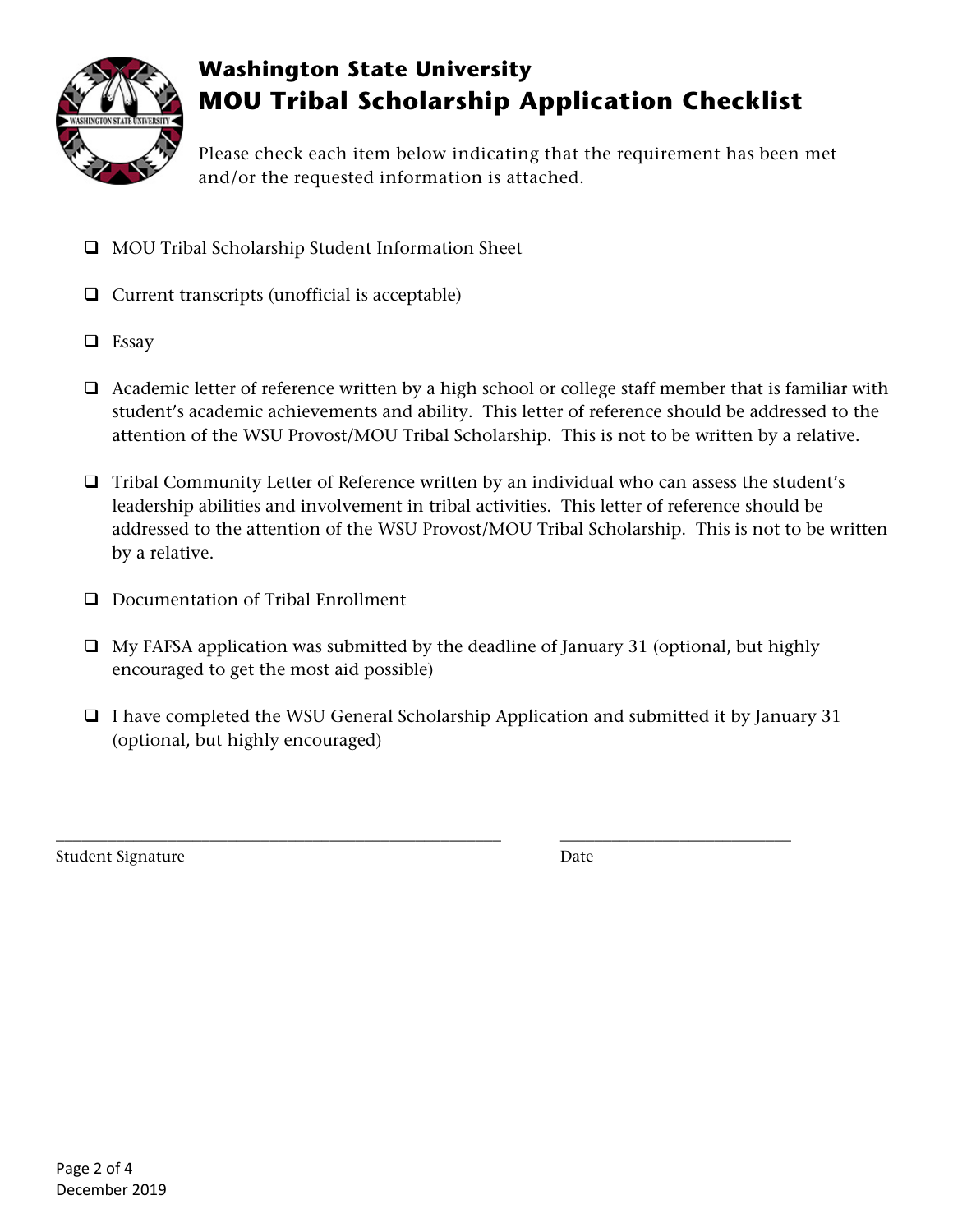# Washington State University
## MOU Tribal Scholarship Application Checklist

Please check each item below indicating that the requirement has been met and/or the requested information is attached.

- ❑ MOU Tribal Scholarship Student Information Sheet
- ❑ Current transcripts (unofficial is acceptable)
- ❑ Essay
- ❑ Academic letter of reference written by a high school or college staff member that is familiar with student's academic achievements and ability. This letter of reference should be addressed to the attention of the WSU Provost/MOU Tribal Scholarship. This is not to be written by a relative.
- ❑ Tribal Community Letter of Reference written by an individual who can assess the student's leadership abilities and involvement in tribal activities. This letter of reference should be addressed to the attention of the WSU Provost/MOU Tribal Scholarship. This is not to be written by a relative.
- ❑ Documentation of Tribal Enrollment
- ❑ My FAFSA application was submitted by the deadline of January 31 (optional, but highly encouraged to get the most aid possible)
- ❑ I have completed the WSU General Scholarship Application and submitted it by January 31 (optional, but highly encouraged)

_______________________________________________ &nbsp;&nbsp;&nbsp;&nbsp; ___________________________

Student Signature &nbsp;&nbsp;&nbsp;&nbsp; Date

December 2019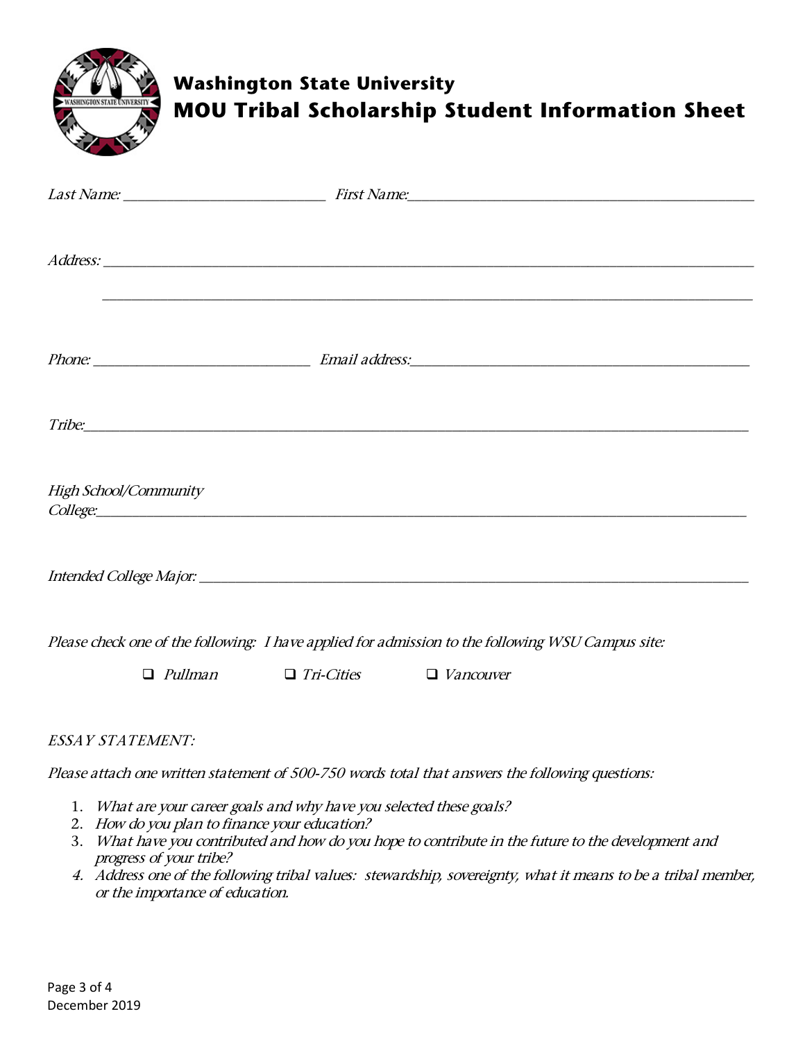# Washington State University
## MOU Tribal Scholarship Student Information Sheet

*Last Name:* ___________________________ *First Name:* _____________________________________________

*Address:* ___________________________________________________________________________________

___________________________________________________________________________________

*Phone:* _____________________________ *Email address:* ___________________________________________

*Tribe:* ______________________________________________________________________________________

*High School/Community College:* _______________________________________________________________

*Intended College Major:* _____________________________________________________________________

*Please check one of the following: I have applied for admission to the following WSU Campus site:*

- ❑ *Pullman*
- ❑ *Tri-Cities*
- ❑ *Vancouver*

*ESSAY STATEMENT:*

*Please attach one written statement of 500-750 words total that answers the following questions:*

1. *What are your career goals and why have you selected these goals?*
2. *How do you plan to finance your education?*
3. *What have you contributed and how do you hope to contribute in the future to the development and progress of your tribe?*
4. *Address one of the following tribal values: stewardship, sovereignty, what it means to be a tribal member, or the importance of education.*

December 2019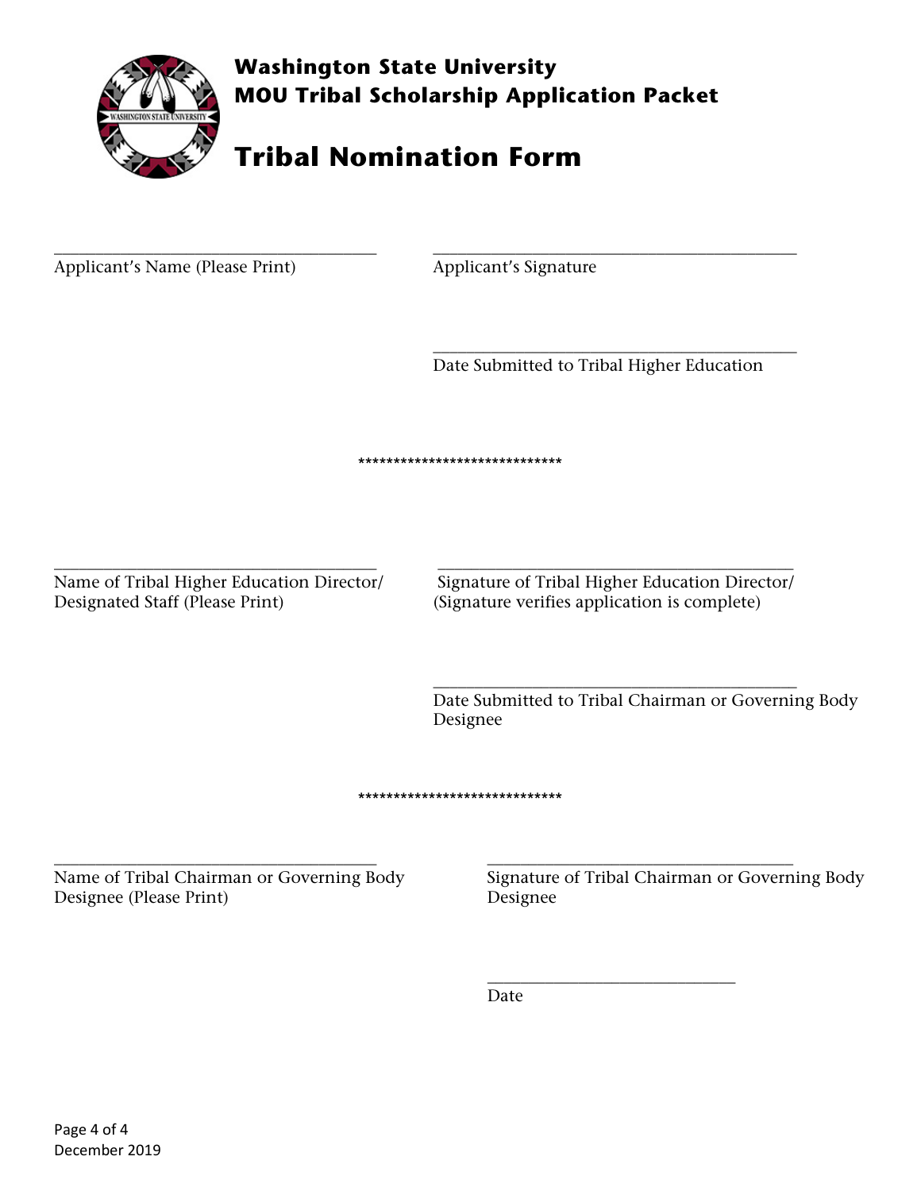# Washington State University
# MOU Tribal Scholarship Application Packet

# Tribal Nomination Form

\_\_\_\_\_\_\_\_\_\_\_\_\_\_\_\_\_\_\_\_\_\_\_\_\_\_\_\_\_\_\_\_\_\_\_\_\_\_
Applicant's Name (Please Print)

\_\_\_\_\_\_\_\_\_\_\_\_\_\_\_\_\_\_\_\_\_\_\_\_\_\_\_\_\_\_\_\_\_\_\_\_\_\_
Applicant's Signature

\_\_\_\_\_\_\_\_\_\_\_\_\_\_\_\_\_\_\_\_\_\_\_\_\_\_\_\_\_\_\_\_\_\_\_\_\_\_
Date Submitted to Tribal Higher Education

*****************************

\_\_\_\_\_\_\_\_\_\_\_\_\_\_\_\_\_\_\_\_\_\_\_\_\_\_\_\_\_\_\_\_\_\_\_\_\_\_
Name of Tribal Higher Education Director/
Designated Staff (Please Print)

\_\_\_\_\_\_\_\_\_\_\_\_\_\_\_\_\_\_\_\_\_\_\_\_\_\_\_\_\_\_\_\_\_\_\_\_\_\_
Signature of Tribal Higher Education Director/
(Signature verifies application is complete)

\_\_\_\_\_\_\_\_\_\_\_\_\_\_\_\_\_\_\_\_\_\_\_\_\_\_\_\_\_\_\_\_\_\_\_\_\_\_
Date Submitted to Tribal Chairman or Governing Body Designee

*****************************

\_\_\_\_\_\_\_\_\_\_\_\_\_\_\_\_\_\_\_\_\_\_\_\_\_\_\_\_\_\_\_\_\_\_\_\_\_\_
Name of Tribal Chairman or Governing Body Designee (Please Print)

\_\_\_\_\_\_\_\_\_\_\_\_\_\_\_\_\_\_\_\_\_\_\_\_\_\_\_\_\_\_\_\_\_\_\_\_\_\_
Signature of Tribal Chairman or Governing Body Designee

\_\_\_\_\_\_\_\_\_\_\_\_\_\_\_\_\_\_\_\_\_\_\_\_\_\_\_\_\_\_
Date

December 2019